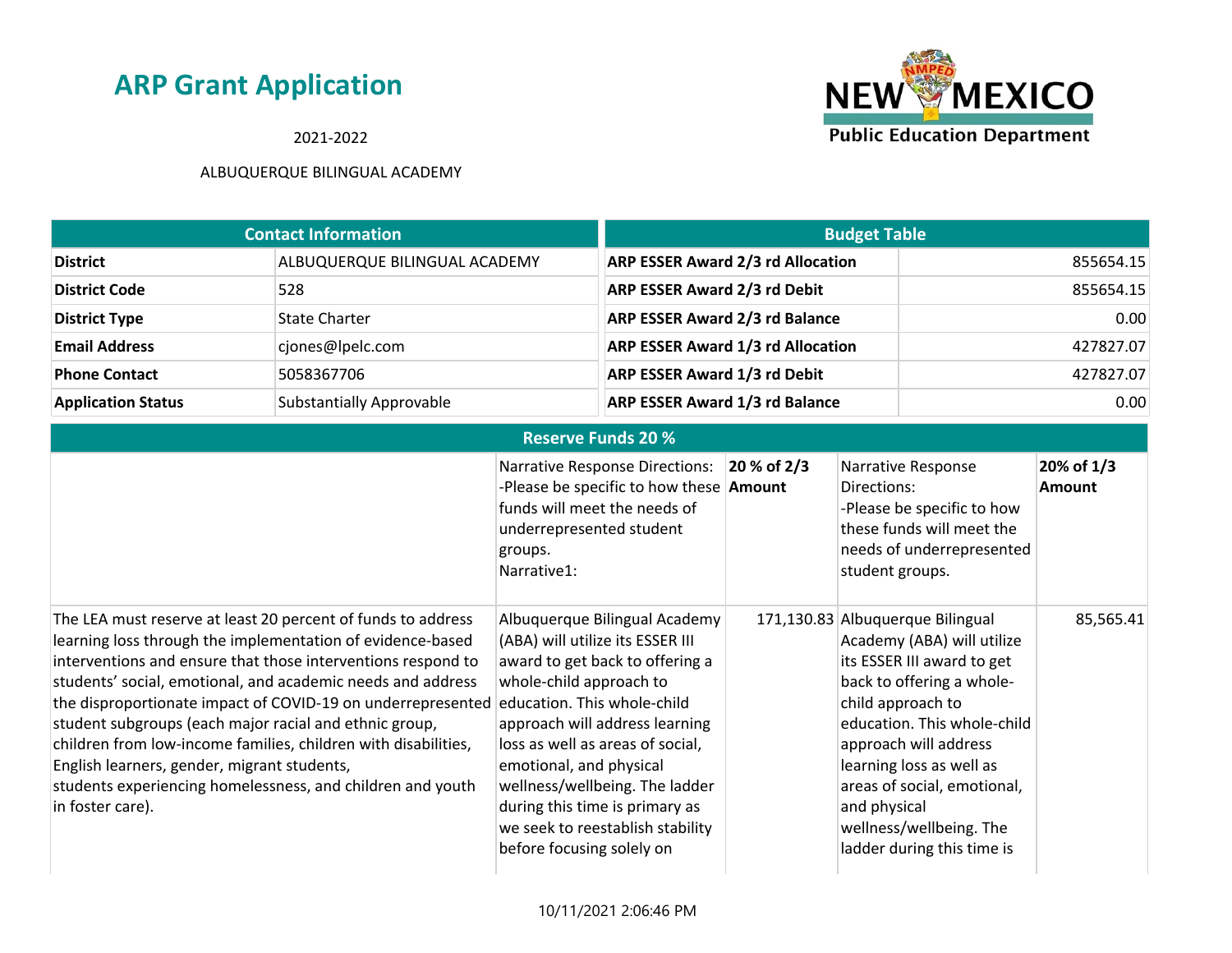# ARP Grant Application

2021-2022

ALBUQUERQUE BILINGUAL ACADEMY

NEW MEXICO Public Education Department

| Contact Information | |
|---|---|
| **District** | ALBUQUERQUE BILINGUAL ACADEMY |
| **District Code** | 528 |
| **District Type** | State Charter |
| **Email Address** | cjones@lpelc.com |
| **Phone Contact** | 5058367706 |
| **Application Status** | Substantially Approvable |

| Budget Table | |
|---|---|
| **ARP ESSER Award 2/3 rd Allocation** | 855654.15 |
| **ARP ESSER Award 2/3 rd Debit** | 855654.15 |
| **ARP ESSER Award 2/3 rd Balance** | 0.00 |
| **ARP ESSER Award 1/3 rd Allocation** | 427827.07 |
| **ARP ESSER Award 1/3 rd Debit** | 427827.07 |
| **ARP ESSER Award 1/3 rd Balance** | 0.00 |

| Reserve Funds 20 % | | | | |
|---|---|---|---|---|
| | Narrative Response Directions: -Please be specific to how these funds will meet the needs of underrepresented student groups. Narrative1: | **20 % of 2/3 Amount** | Narrative Response Directions: -Please be specific to how these funds will meet the needs of underrepresented student groups. | **20% of 1/3 Amount** |
| The LEA must reserve at least 20 percent of funds to address learning loss through the implementation of evidence-based interventions and ensure that those interventions respond to students' social, emotional, and academic needs and address the disproportionate impact of COVID-19 on underrepresented student subgroups (each major racial and ethnic group, children from low-income families, children with disabilities, English learners, gender, migrant students, students experiencing homelessness, and children and youth in foster care). | Albuquerque Bilingual Academy (ABA) will utilize its ESSER III award to get back to offering a whole-child approach to education. This whole-child approach will address learning loss as well as areas of social, emotional, and physical wellness/wellbeing. The ladder during this time is primary as we seek to reestablish stability before focusing solely on | 171,130.83 | Albuquerque Bilingual Academy (ABA) will utilize its ESSER III award to get back to offering a whole-child approach to education. This whole-child approach will address learning loss as well as areas of social, emotional, and physical wellness/wellbeing. The ladder during this time is | 85,565.41 |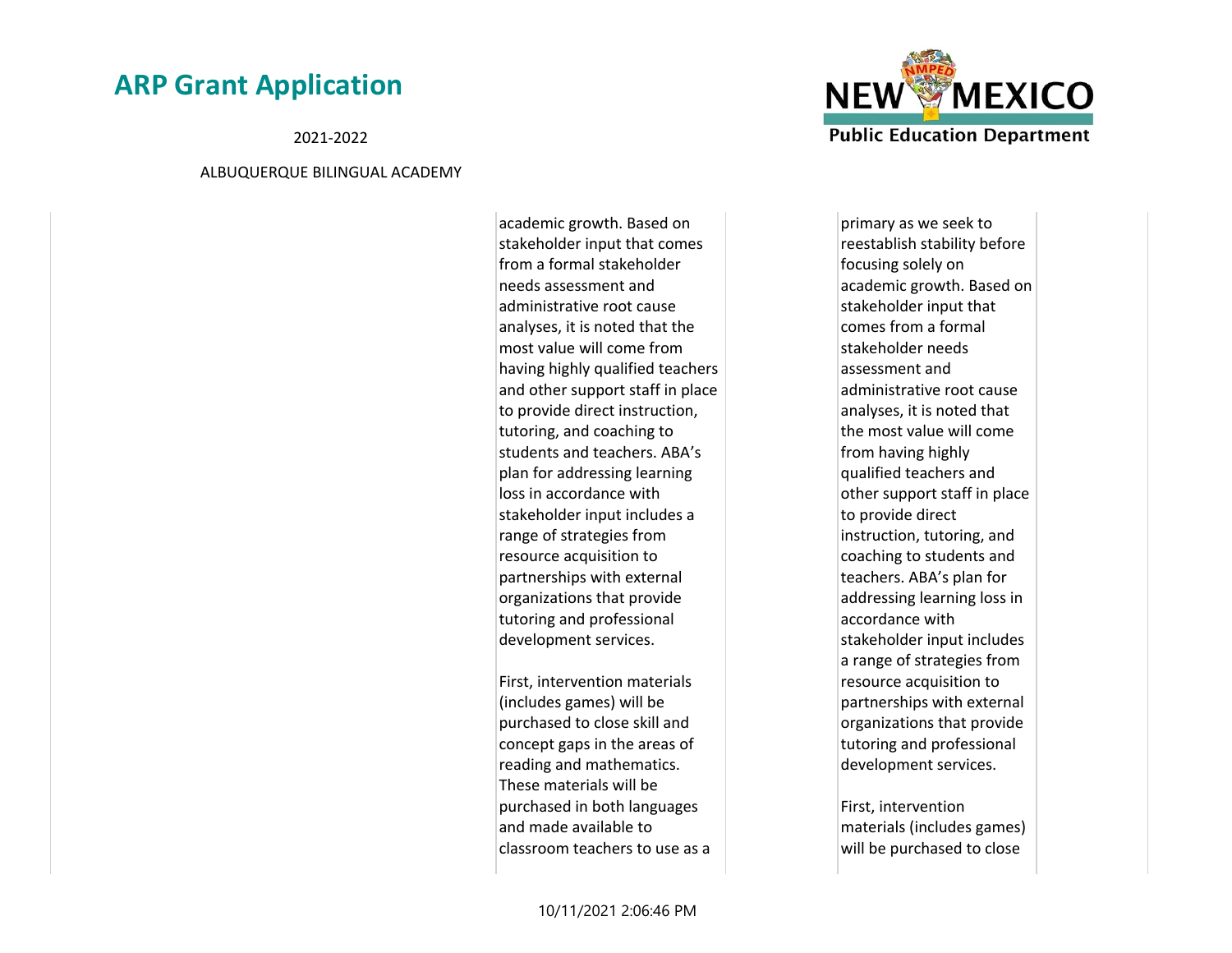| | | | |
|---|---|---|---|
| | academic growth. Based on stakeholder input that comes from a formal stakeholder needs assessment and administrative root cause analyses, it is noted that the most value will come from having highly qualified teachers and other support staff in place to provide direct instruction, tutoring, and coaching to students and teachers. ABA's plan for addressing learning loss in accordance with stakeholder input includes a range of strategies from resource acquisition to partnerships with external organizations that provide tutoring and professional development services.<br><br>First, intervention materials (includes games) will be purchased to close skill and concept gaps in the areas of reading and mathematics. These materials will be purchased in both languages and made available to classroom teachers to use as a | primary as we seek to reestablish stability before focusing solely on academic growth. Based on stakeholder input that comes from a formal stakeholder needs assessment and administrative root cause analyses, it is noted that the most value will come from having highly qualified teachers and other support staff in place to provide direct instruction, tutoring, and coaching to students and teachers. ABA's plan for addressing learning loss in accordance with stakeholder input includes a range of strategies from resource acquisition to partnerships with external organizations that provide tutoring and professional development services.<br><br>First, intervention materials (includes games) will be purchased to close | |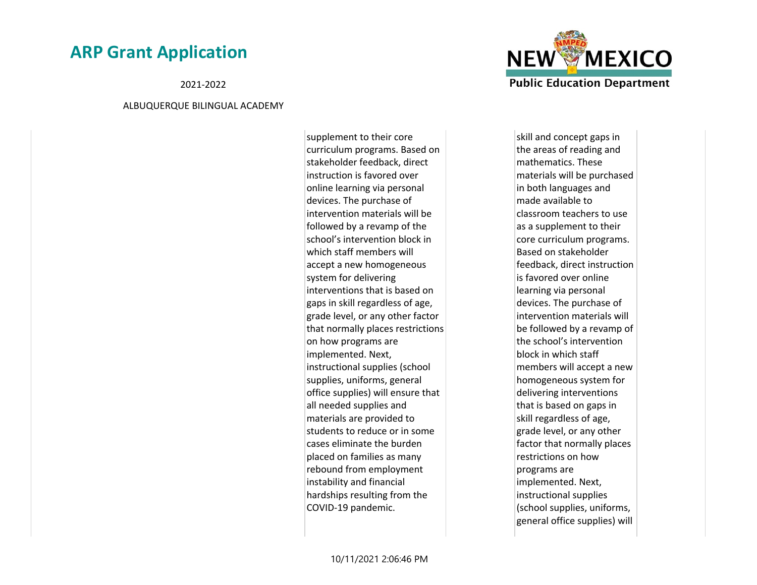| | | | | |
|---|---|---|---|---|
| | supplement to their core curriculum programs. Based on stakeholder feedback, direct instruction is favored over online learning via personal devices. The purchase of intervention materials will be followed by a revamp of the school's intervention block in which staff members will accept a new homogeneous system for delivering interventions that is based on gaps in skill regardless of age, grade level, or any other factor that normally places restrictions on how programs are implemented. Next, instructional supplies (school supplies, uniforms, general office supplies) will ensure that all needed supplies and materials are provided to students to reduce or in some cases eliminate the burden placed on families as many rebound from employment instability and financial hardships resulting from the COVID-19 pandemic. | | skill and concept gaps in the areas of reading and mathematics. These materials will be purchased in both languages and made available to classroom teachers to use as a supplement to their core curriculum programs. Based on stakeholder feedback, direct instruction is favored over online learning via personal devices. The purchase of intervention materials will be followed by a revamp of the school's intervention block in which staff members will accept a new homogeneous system for delivering interventions that is based on gaps in skill regardless of age, grade level, or any other factor that normally places restrictions on how programs are implemented. Next, instructional supplies (school supplies, uniforms, general office supplies) will | |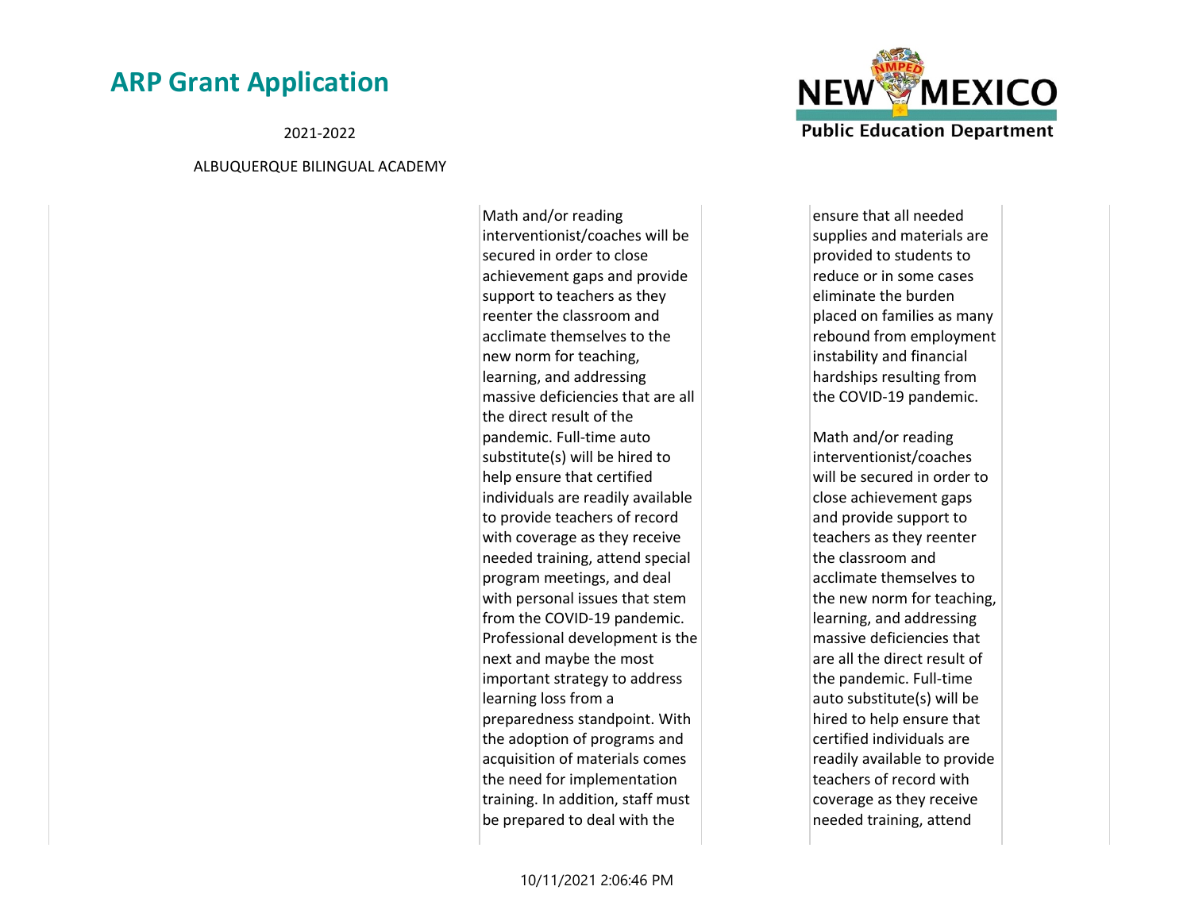| | | | |
|---|---|---|---|
| | Math and/or reading interventionist/coaches will be secured in order to close achievement gaps and provide support to teachers as they reenter the classroom and acclimate themselves to the new norm for teaching, learning, and addressing massive deficiencies that are all the direct result of the pandemic. Full-time auto substitute(s) will be hired to help ensure that certified individuals are readily available to provide teachers of record with coverage as they receive needed training, attend special program meetings, and deal with personal issues that stem from the COVID-19 pandemic. Professional development is the next and maybe the most important strategy to address learning loss from a preparedness standpoint. With the adoption of programs and acquisition of materials comes the need for implementation training. In addition, staff must be prepared to deal with the | ensure that all needed supplies and materials are provided to students to reduce or in some cases eliminate the burden placed on families as many rebound from employment instability and financial hardships resulting from the COVID-19 pandemic.<br><br>Math and/or reading interventionist/coaches will be secured in order to close achievement gaps and provide support to teachers as they reenter the classroom and acclimate themselves to the new norm for teaching, learning, and addressing massive deficiencies that are all the direct result of the pandemic. Full-time auto substitute(s) will be hired to help ensure that certified individuals are readily available to provide teachers of record with coverage as they receive needed training, attend | |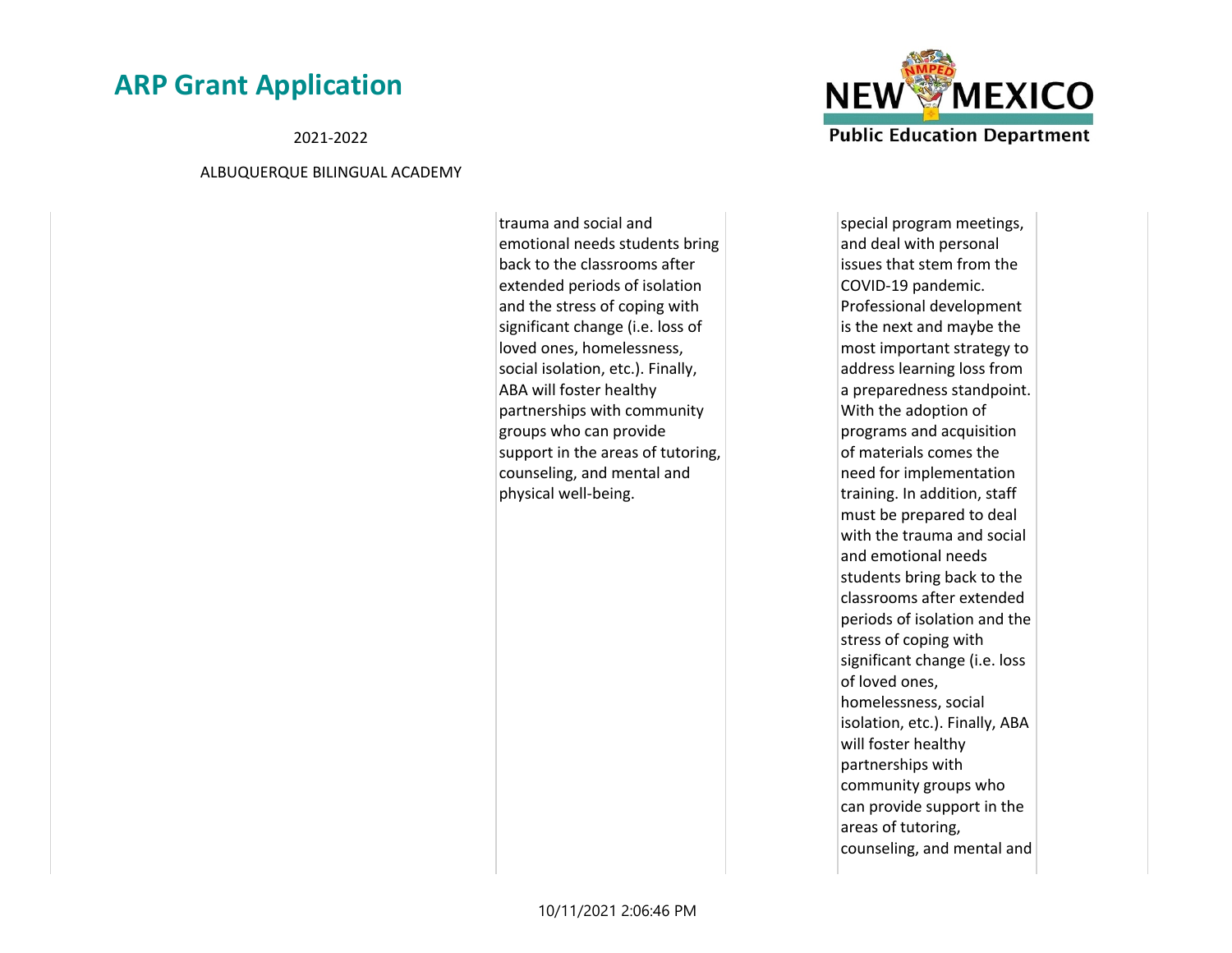| | | | |
|---|---|---|---|
| | trauma and social and emotional needs students bring back to the classrooms after extended periods of isolation and the stress of coping with significant change (i.e. loss of loved ones, homelessness, social isolation, etc.). Finally, ABA will foster healthy partnerships with community groups who can provide support in the areas of tutoring, counseling, and mental and physical well-being. | special program meetings, and deal with personal issues that stem from the COVID-19 pandemic. Professional development is the next and maybe the most important strategy to address learning loss from a preparedness standpoint. With the adoption of programs and acquisition of materials comes the need for implementation training. In addition, staff must be prepared to deal with the trauma and social and emotional needs students bring back to the classrooms after extended periods of isolation and the stress of coping with significant change (i.e. loss of loved ones, homelessness, social isolation, etc.). Finally, ABA will foster healthy partnerships with community groups who can provide support in the areas of tutoring, counseling, and mental and | |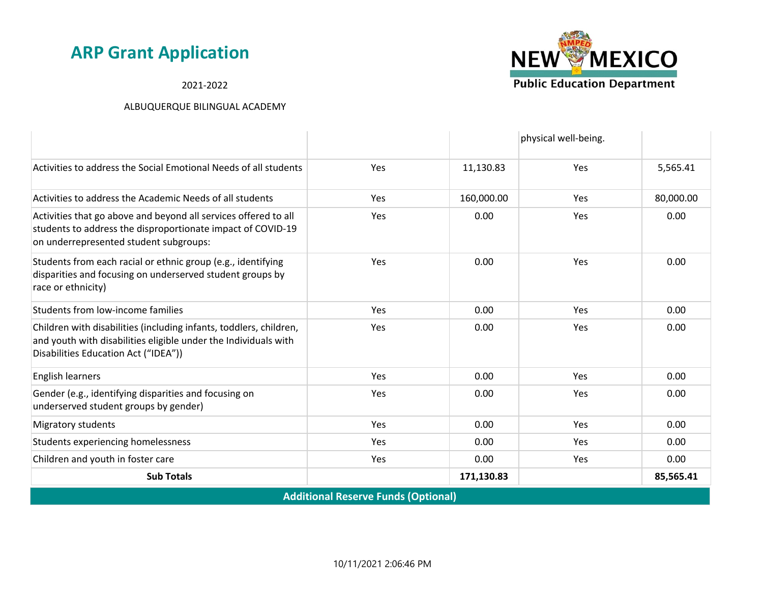# ARP Grant Application

2021-2022

ALBUQUERQUE BILINGUAL ACADEMY

| | | | | |
|---|---|---|---|---|
| | | | physical well-being. | |
| Activities to address the Social Emotional Needs of all students | Yes | 11,130.83 | Yes | 5,565.41 |
| Activities to address the Academic Needs of all students | Yes | 160,000.00 | Yes | 80,000.00 |
| Activities that go above and beyond all services offered to all students to address the disproportionate impact of COVID-19 on underrepresented student subgroups: | Yes | 0.00 | Yes | 0.00 |
| Students from each racial or ethnic group (e.g., identifying disparities and focusing on underserved student groups by race or ethnicity) | Yes | 0.00 | Yes | 0.00 |
| Students from low-income families | Yes | 0.00 | Yes | 0.00 |
| Children with disabilities (including infants, toddlers, children, and youth with disabilities eligible under the Individuals with Disabilities Education Act ("IDEA")) | Yes | 0.00 | Yes | 0.00 |
| English learners | Yes | 0.00 | Yes | 0.00 |
| Gender (e.g., identifying disparities and focusing on underserved student groups by gender) | Yes | 0.00 | Yes | 0.00 |
| Migratory students | Yes | 0.00 | Yes | 0.00 |
| Students experiencing homelessness | Yes | 0.00 | Yes | 0.00 |
| Children and youth in foster care | Yes | 0.00 | Yes | 0.00 |
| **Sub Totals** | | **171,130.83** | | **85,565.41** |

**Additional Reserve Funds (Optional)**

10/11/2021 2:06:46 PM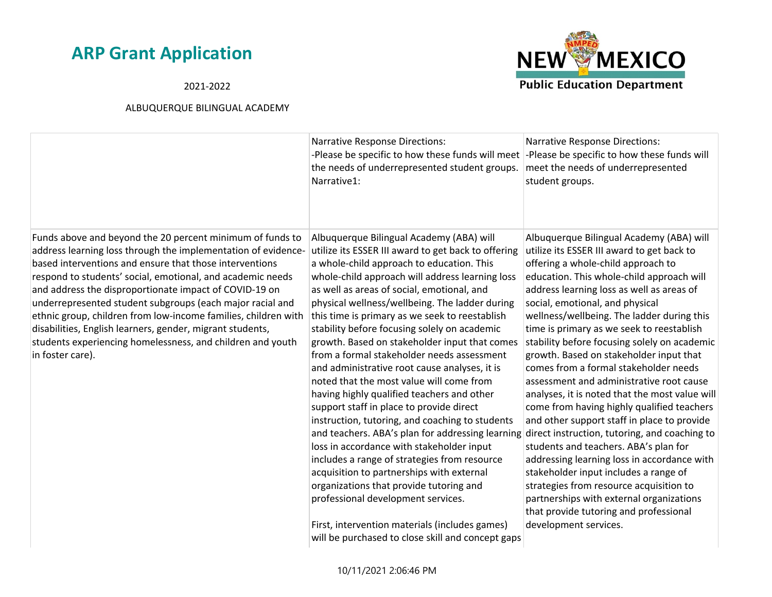# ARP Grant Application

2021-2022

ALBUQUERQUE BILINGUAL ACADEMY

| | Narrative Response Directions:<br>-Please be specific to how these funds will meet the needs of underrepresented student groups.<br>Narrative1: | Narrative Response Directions:<br>-Please be specific to how these funds will meet the needs of underrepresented student groups. |
|---|---|---|
| Funds above and beyond the 20 percent minimum of funds to address learning loss through the implementation of evidence-based interventions and ensure that those interventions respond to students' social, emotional, and academic needs and address the disproportionate impact of COVID-19 on underrepresented student subgroups (each major racial and ethnic group, children from low-income families, children with disabilities, English learners, gender, migrant students, students experiencing homelessness, and children and youth in foster care). | Albuquerque Bilingual Academy (ABA) will utilize its ESSER III award to get back to offering a whole-child approach to education. This whole-child approach will address learning loss as well as areas of social, emotional, and physical wellness/wellbeing. The ladder during this time is primary as we seek to reestablish stability before focusing solely on academic growth. Based on stakeholder input that comes from a formal stakeholder needs assessment and administrative root cause analyses, it is noted that the most value will come from having highly qualified teachers and other support staff in place to provide direct instruction, tutoring, and coaching to students and teachers. ABA's plan for addressing learning loss in accordance with stakeholder input includes a range of strategies from resource acquisition to partnerships with external organizations that provide tutoring and professional development services.<br><br>First, intervention materials (includes games) will be purchased to close skill and concept gaps | Albuquerque Bilingual Academy (ABA) will utilize its ESSER III award to get back to offering a whole-child approach to education. This whole-child approach will address learning loss as well as areas of social, emotional, and physical wellness/wellbeing. The ladder during this time is primary as we seek to reestablish stability before focusing solely on academic growth. Based on stakeholder input that comes from a formal stakeholder needs assessment and administrative root cause analyses, it is noted that the most value will come from having highly qualified teachers and other support staff in place to provide direct instruction, tutoring, and coaching to students and teachers. ABA's plan for addressing learning loss in accordance with stakeholder input includes a range of strategies from resource acquisition to partnerships with external organizations that provide tutoring and professional development services. |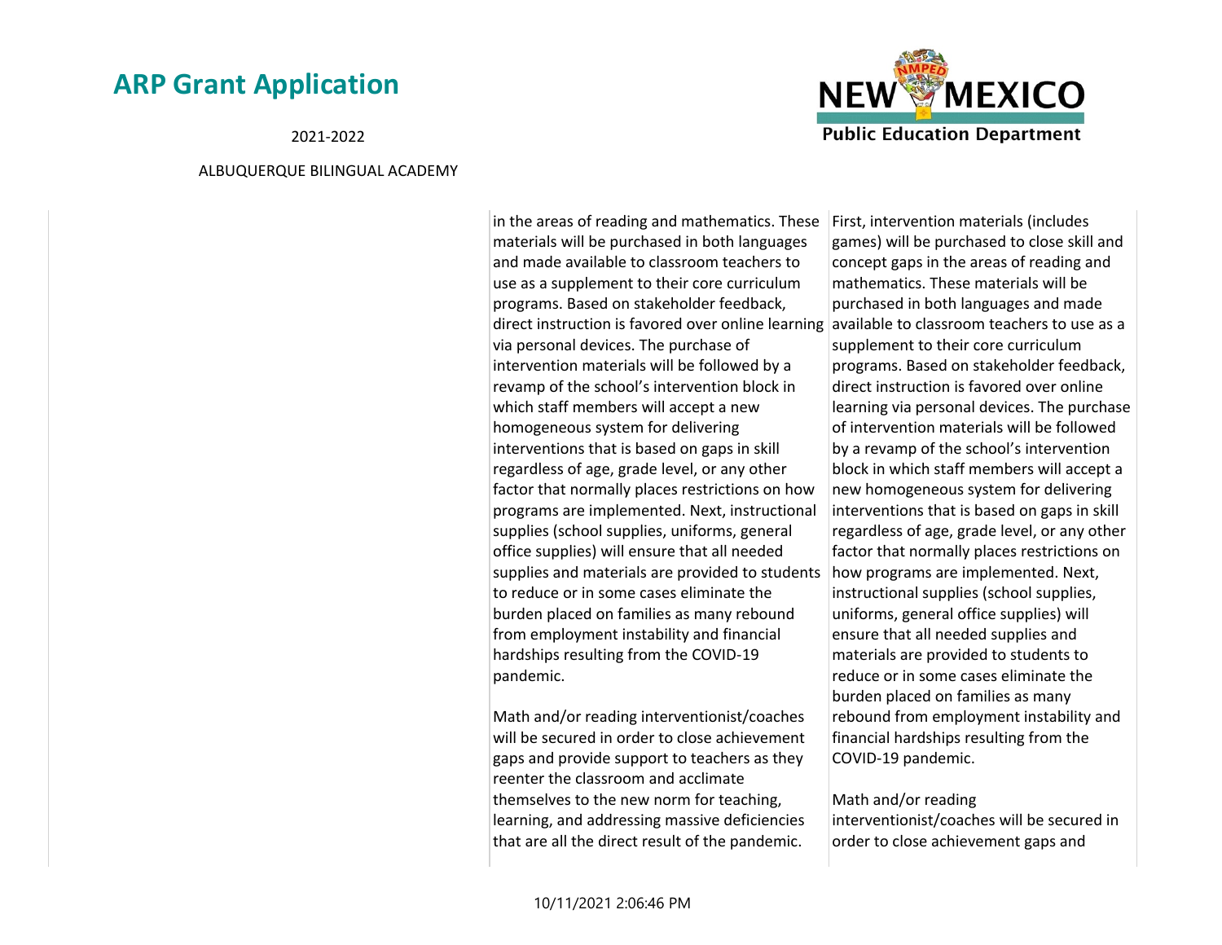| | | |
|---|---|---|
| | in the areas of reading and mathematics. These materials will be purchased in both languages and made available to classroom teachers to use as a supplement to their core curriculum programs. Based on stakeholder feedback, direct instruction is favored over online learning via personal devices. The purchase of intervention materials will be followed by a revamp of the school's intervention block in which staff members will accept a new homogeneous system for delivering interventions that is based on gaps in skill regardless of age, grade level, or any other factor that normally places restrictions on how programs are implemented. Next, instructional supplies (school supplies, uniforms, general office supplies) will ensure that all needed supplies and materials are provided to students to reduce or in some cases eliminate the burden placed on families as many rebound from employment instability and financial hardships resulting from the COVID-19 pandemic.<br><br>Math and/or reading interventionist/coaches will be secured in order to close achievement gaps and provide support to teachers as they reenter the classroom and acclimate themselves to the new norm for teaching, learning, and addressing massive deficiencies that are all the direct result of the pandemic. | First, intervention materials (includes games) will be purchased to close skill and concept gaps in the areas of reading and mathematics. These materials will be purchased in both languages and made available to classroom teachers to use as a supplement to their core curriculum programs. Based on stakeholder feedback, direct instruction is favored over online learning via personal devices. The purchase of intervention materials will be followed by a revamp of the school's intervention block in which staff members will accept a new homogeneous system for delivering interventions that is based on gaps in skill regardless of age, grade level, or any other factor that normally places restrictions on how programs are implemented. Next, instructional supplies (school supplies, uniforms, general office supplies) will ensure that all needed supplies and materials are provided to students to reduce or in some cases eliminate the burden placed on families as many rebound from employment instability and financial hardships resulting from the COVID-19 pandemic.<br><br>Math and/or reading interventionist/coaches will be secured in order to close achievement gaps and |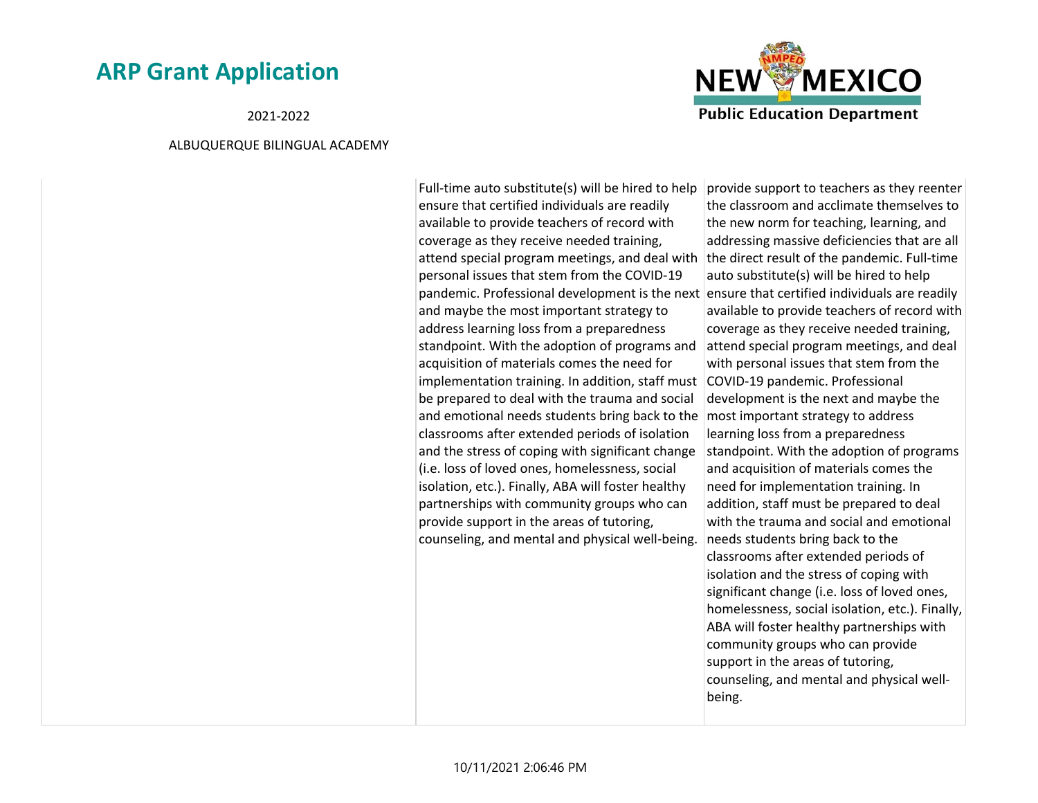| | | |
|---|---|---|
| | Full-time auto substitute(s) will be hired to help ensure that certified individuals are readily available to provide teachers of record with coverage as they receive needed training, attend special program meetings, and deal with personal issues that stem from the COVID-19 pandemic. Professional development is the next and maybe the most important strategy to address learning loss from a preparedness standpoint. With the adoption of programs and acquisition of materials comes the need for implementation training. In addition, staff must be prepared to deal with the trauma and social and emotional needs students bring back to the classrooms after extended periods of isolation and the stress of coping with significant change (i.e. loss of loved ones, homelessness, social isolation, etc.). Finally, ABA will foster healthy partnerships with community groups who can provide support in the areas of tutoring, counseling, and mental and physical well-being. | provide support to teachers as they reenter the classroom and acclimate themselves to the new norm for teaching, learning, and addressing massive deficiencies that are all the direct result of the pandemic. Full-time auto substitute(s) will be hired to help ensure that certified individuals are readily available to provide teachers of record with coverage as they receive needed training, attend special program meetings, and deal with personal issues that stem from the COVID-19 pandemic. Professional development is the next and maybe the most important strategy to address learning loss from a preparedness standpoint. With the adoption of programs and acquisition of materials comes the need for implementation training. In addition, staff must be prepared to deal with the trauma and social and emotional needs students bring back to the classrooms after extended periods of isolation and the stress of coping with significant change (i.e. loss of loved ones, homelessness, social isolation, etc.). Finally, ABA will foster healthy partnerships with community groups who can provide support in the areas of tutoring, counseling, and mental and physical well-being. |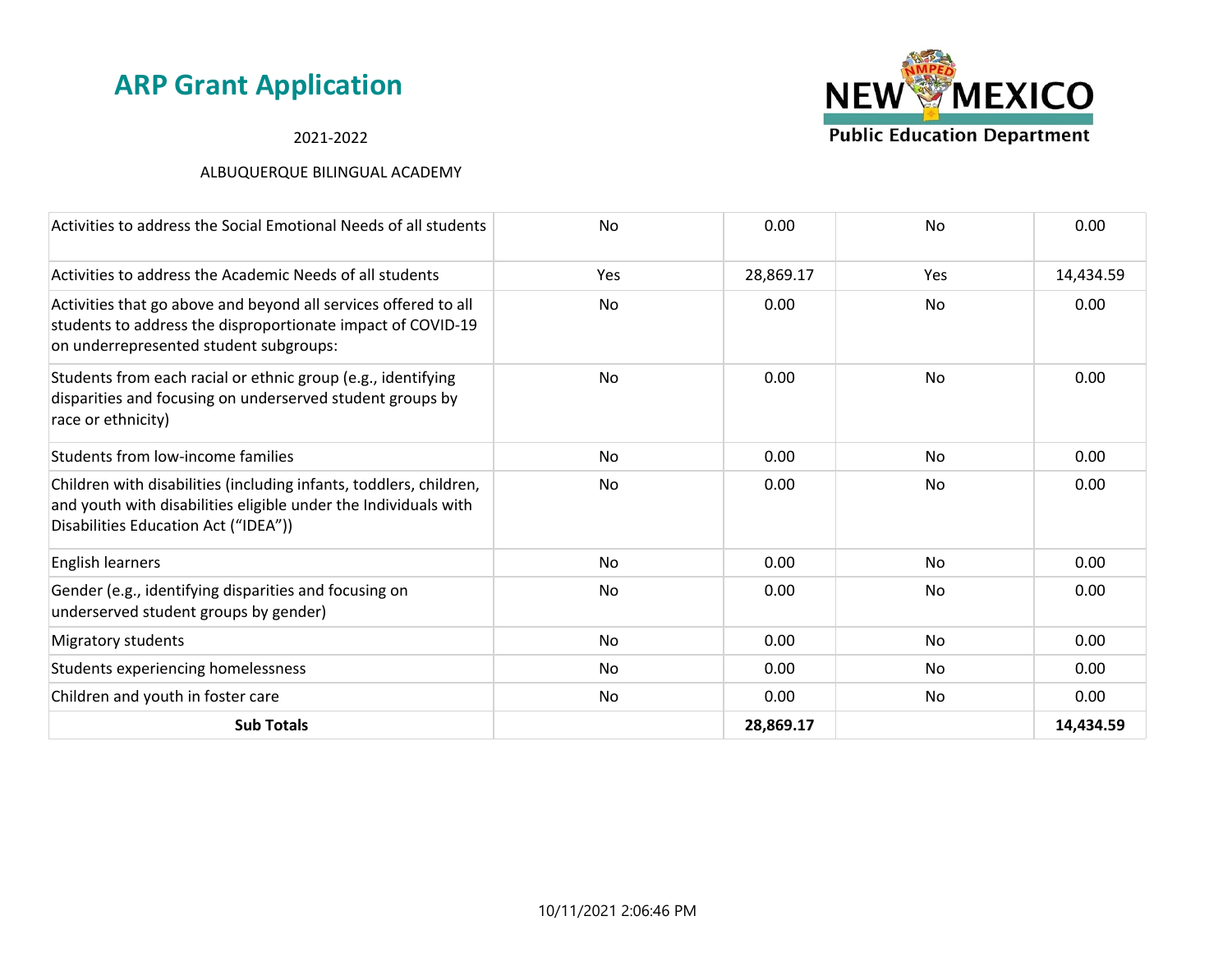## ARP Grant Application

2021-2022

ALBUQUERQUE BILINGUAL ACADEMY

| | | | | |
|---|---|---|---|---|
| Activities to address the Social Emotional Needs of all students | No | 0.00 | No | 0.00 |
| Activities to address the Academic Needs of all students | Yes | 28,869.17 | Yes | 14,434.59 |
| Activities that go above and beyond all services offered to all students to address the disproportionate impact of COVID-19 on underrepresented student subgroups: | No | 0.00 | No | 0.00 |
| Students from each racial or ethnic group (e.g., identifying disparities and focusing on underserved student groups by race or ethnicity) | No | 0.00 | No | 0.00 |
| Students from low-income families | No | 0.00 | No | 0.00 |
| Children with disabilities (including infants, toddlers, children, and youth with disabilities eligible under the Individuals with Disabilities Education Act ("IDEA")) | No | 0.00 | No | 0.00 |
| English learners | No | 0.00 | No | 0.00 |
| Gender (e.g., identifying disparities and focusing on underserved student groups by gender) | No | 0.00 | No | 0.00 |
| Migratory students | No | 0.00 | No | 0.00 |
| Students experiencing homelessness | No | 0.00 | No | 0.00 |
| Children and youth in foster care | No | 0.00 | No | 0.00 |
| **Sub Totals** | | **28,869.17** | | **14,434.59** |

10/11/2021 2:06:46 PM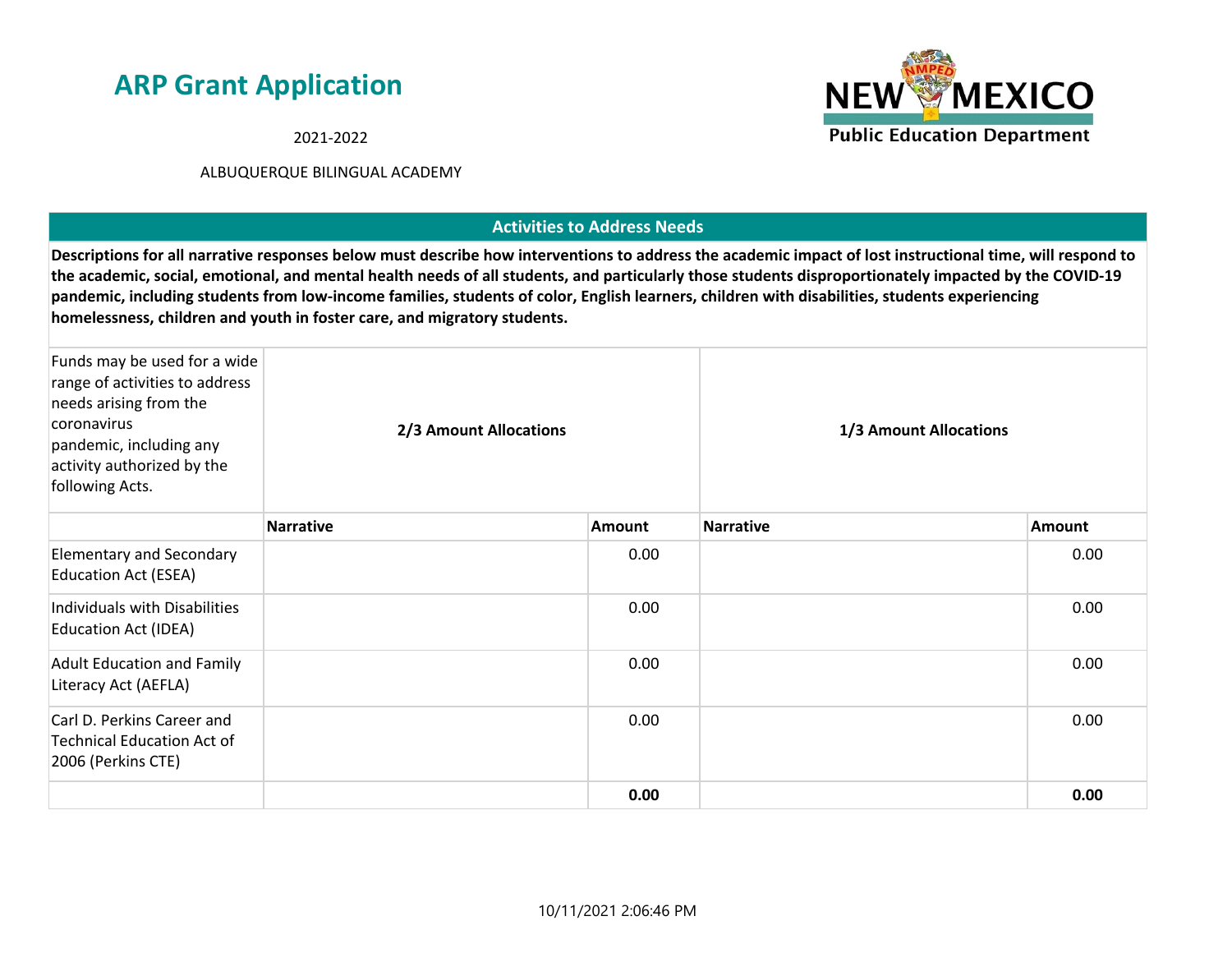# ARP Grant Application

2021-2022

ALBUQUERQUE BILINGUAL ACADEMY

## Activities to Address Needs

**Descriptions for all narrative responses below must describe how interventions to address the academic impact of lost instructional time, will respond to the academic, social, emotional, and mental health needs of all students, and particularly those students disproportionately impacted by the COVID-19 pandemic, including students from low-income families, students of color, English learners, children with disabilities, students experiencing homelessness, children and youth in foster care, and migratory students.**

| Funds may be used for a wide range of activities to address needs arising from the coronavirus pandemic, including any activity authorized by the following Acts. | **2/3 Amount Allocations** | | **1/3 Amount Allocations** | |
|---|---|---|---|---|
| | **Narrative** | **Amount** | **Narrative** | **Amount** |
| Elementary and Secondary Education Act (ESEA) | | 0.00 | | 0.00 |
| Individuals with Disabilities Education Act (IDEA) | | 0.00 | | 0.00 |
| Adult Education and Family Literacy Act (AEFLA) | | 0.00 | | 0.00 |
| Carl D. Perkins Career and Technical Education Act of 2006 (Perkins CTE) | | 0.00 | | 0.00 |
| | | **0.00** | | **0.00** |

10/11/2021 2:06:46 PM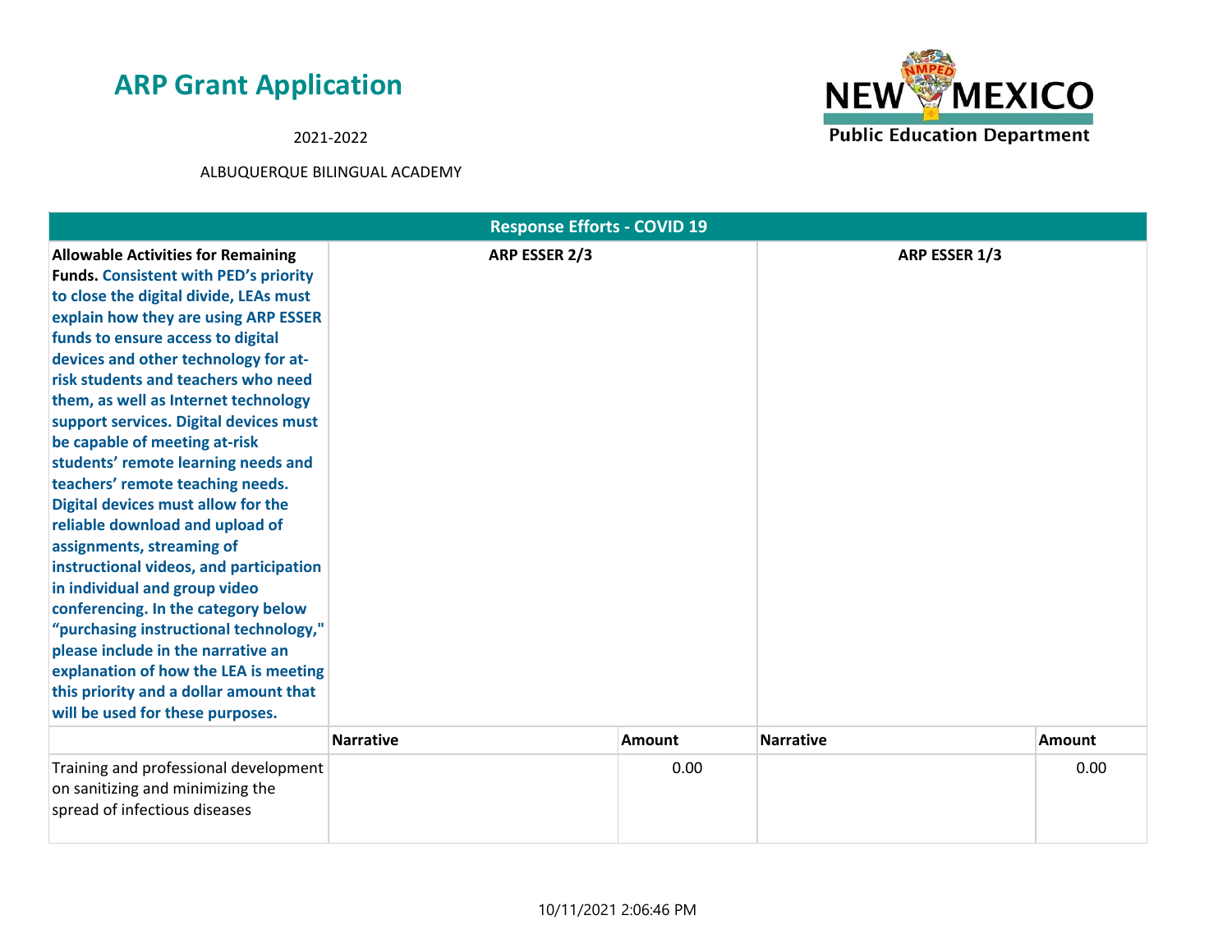# ARP Grant Application

2021-2022

ALBUQUERQUE BILINGUAL ACADEMY

| Response Efforts - COVID 19 | | | | |
|---|---|---|---|---|
| **Allowable Activities for Remaining Funds. Consistent with PED's priority to close the digital divide, LEAs must explain how they are using ARP ESSER funds to ensure access to digital devices and other technology for at-risk students and teachers who need them, as well as Internet technology support services. Digital devices must be capable of meeting at-risk students' remote learning needs and teachers' remote teaching needs. Digital devices must allow for the reliable download and upload of assignments, streaming of instructional videos, and participation in individual and group video conferencing. In the category below "purchasing instructional technology," please include in the narrative an explanation of how the LEA is meeting this priority and a dollar amount that will be used for these purposes.** | **ARP ESSER 2/3** | | **ARP ESSER 1/3** | |
| | **Narrative** | **Amount** | **Narrative** | **Amount** |
| Training and professional development on sanitizing and minimizing the spread of infectious diseases | | 0.00 | | 0.00 |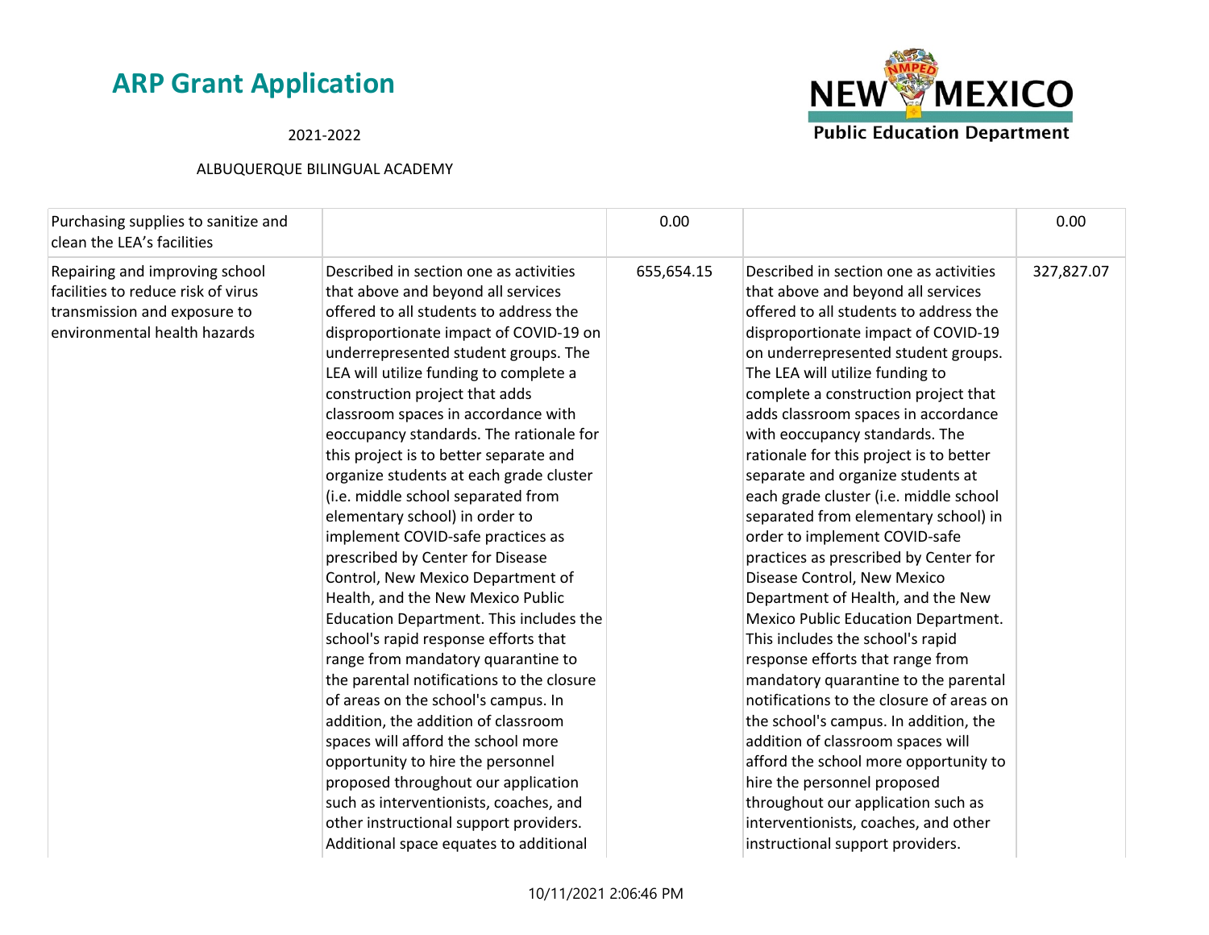| | | | | |
|---|---|---|---|---|
| Purchasing supplies to sanitize and clean the LEA's facilities | | 0.00 | | 0.00 |
| Repairing and improving school facilities to reduce risk of virus transmission and exposure to environmental health hazards | Described in section one as activities that above and beyond all services offered to all students to address the disproportionate impact of COVID-19 on underrepresented student groups. The LEA will utilize funding to complete a construction project that adds classroom spaces in accordance with eoccupancy standards. The rationale for this project is to better separate and organize students at each grade cluster (i.e. middle school separated from elementary school) in order to implement COVID-safe practices as prescribed by Center for Disease Control, New Mexico Department of Health, and the New Mexico Public Education Department. This includes the school's rapid response efforts that range from mandatory quarantine to the parental notifications to the closure of areas on the school's campus. In addition, the addition of classroom spaces will afford the school more opportunity to hire the personnel proposed throughout our application such as interventionists, coaches, and other instructional support providers. Additional space equates to additional | 655,654.15 | Described in section one as activities that above and beyond all services offered to all students to address the disproportionate impact of COVID-19 on underrepresented student groups. The LEA will utilize funding to complete a construction project that adds classroom spaces in accordance with eoccupancy standards. The rationale for this project is to better separate and organize students at each grade cluster (i.e. middle school separated from elementary school) in order to implement COVID-safe practices as prescribed by Center for Disease Control, New Mexico Department of Health, and the New Mexico Public Education Department. This includes the school's rapid response efforts that range from mandatory quarantine to the parental notifications to the closure of areas on the school's campus. In addition, the addition of classroom spaces will afford the school more opportunity to hire the personnel proposed throughout our application such as interventionists, coaches, and other instructional support providers. | 327,827.07 |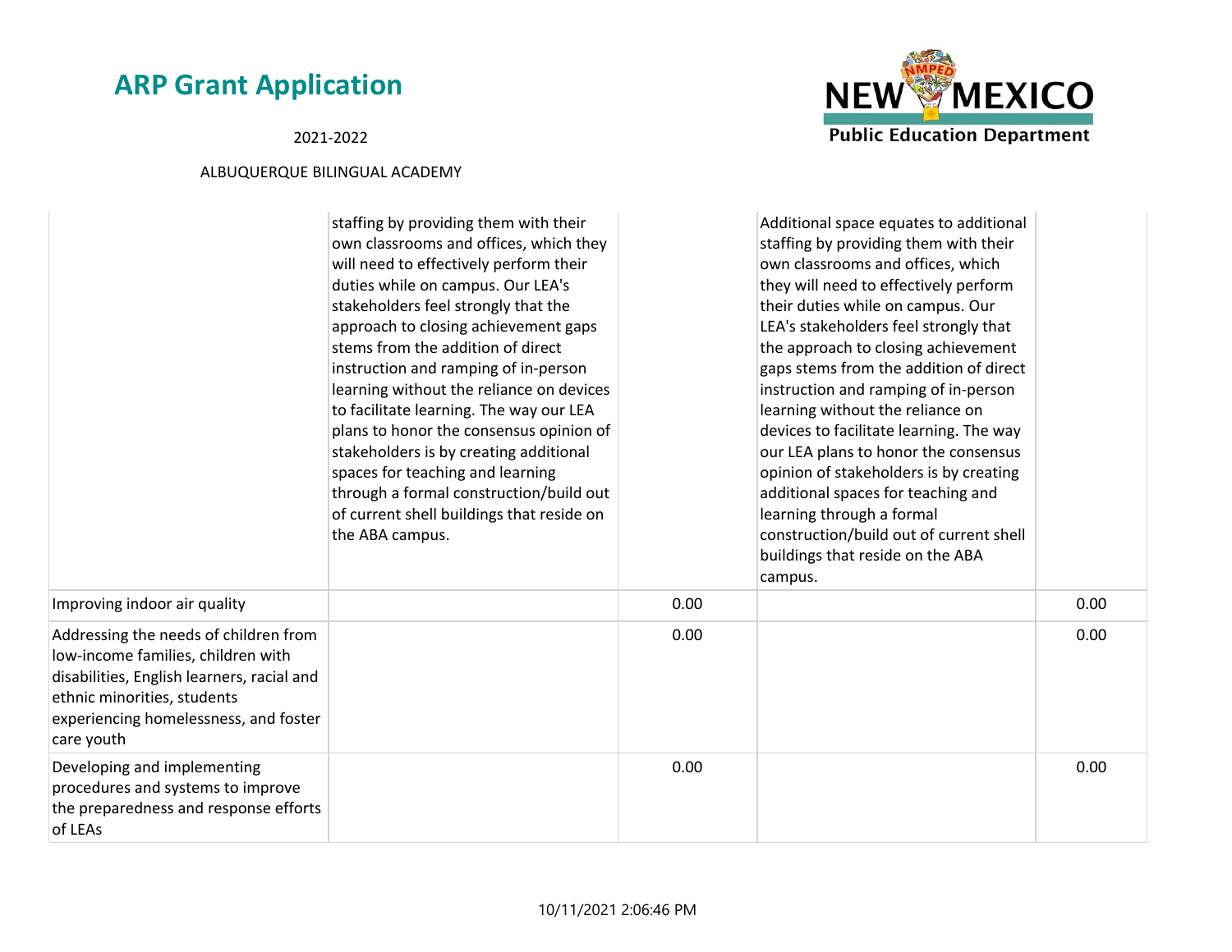| | | | | |
|---|---|---|---|---|
| | staffing by providing them with their own classrooms and offices, which they will need to effectively perform their duties while on campus. Our LEA's stakeholders feel strongly that the approach to closing achievement gaps stems from the addition of direct instruction and ramping of in-person learning without the reliance on devices to facilitate learning. The way our LEA plans to honor the consensus opinion of stakeholders is by creating additional spaces for teaching and learning through a formal construction/build out of current shell buildings that reside on the ABA campus. | | Additional space equates to additional staffing by providing them with their own classrooms and offices, which they will need to effectively perform their duties while on campus. Our LEA's stakeholders feel strongly that the approach to closing achievement gaps stems from the addition of direct instruction and ramping of in-person learning without the reliance on devices to facilitate learning. The way our LEA plans to honor the consensus opinion of stakeholders is by creating additional spaces for teaching and learning through a formal construction/build out of current shell buildings that reside on the ABA campus. | |
| Improving indoor air quality | | 0.00 | | 0.00 |
| Addressing the needs of children from low-income families, children with disabilities, English learners, racial and ethnic minorities, students experiencing homelessness, and foster care youth | | 0.00 | | 0.00 |
| Developing and implementing procedures and systems to improve the preparedness and response efforts of LEAs | | 0.00 | | 0.00 |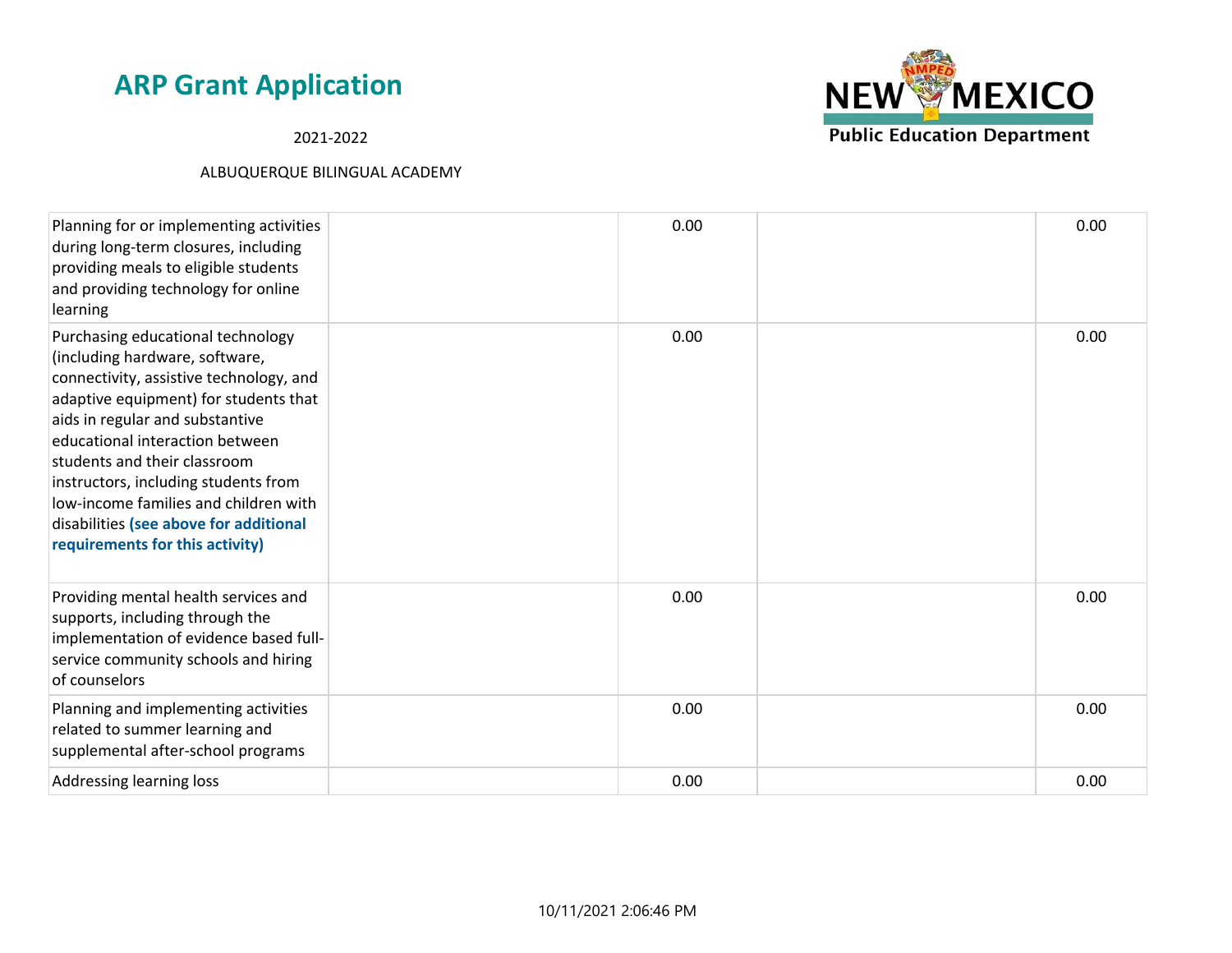| | | | | |
|---|---|---|---|---|
| Planning for or implementing activities during long-term closures, including providing meals to eligible students and providing technology for online learning | | 0.00 | | 0.00 |
| Purchasing educational technology (including hardware, software, connectivity, assistive technology, and adaptive equipment) for students that aids in regular and substantive educational interaction between students and their classroom instructors, including students from low-income families and children with disabilities **(see above for additional requirements for this activity)** | | 0.00 | | 0.00 |
| Providing mental health services and supports, including through the implementation of evidence based full-service community schools and hiring of counselors | | 0.00 | | 0.00 |
| Planning and implementing activities related to summer learning and supplemental after-school programs | | 0.00 | | 0.00 |
| Addressing learning loss | | 0.00 | | 0.00 |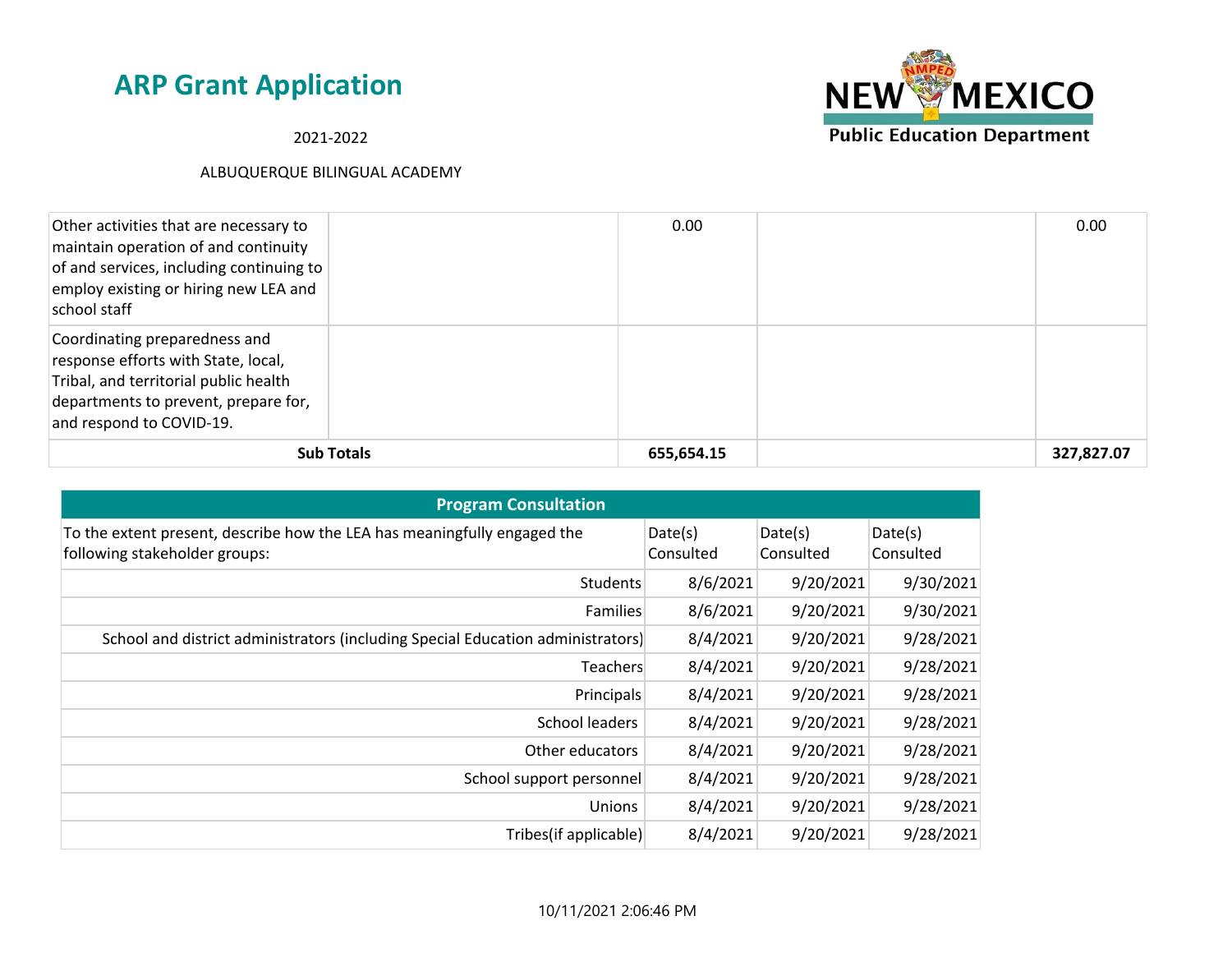# ARP Grant Application

2021-2022

ALBUQUERQUE BILINGUAL ACADEMY

| | | | | |
|---|---|---|---|---|
| Other activities that are necessary to maintain operation of and continuity of and services, including continuing to employ existing or hiring new LEA and school staff | | 0.00 | | 0.00 |
| Coordinating preparedness and response efforts with State, local, Tribal, and territorial public health departments to prevent, prepare for, and respond to COVID-19. | | | | |
| **Sub Totals** | | **655,654.15** | | **327,827.07** |

| Program Consultation | | | |
|---|---|---|---|
| To the extent present, describe how the LEA has meaningfully engaged the following stakeholder groups: | Date(s) Consulted | Date(s) Consulted | Date(s) Consulted |
| Students | 8/6/2021 | 9/20/2021 | 9/30/2021 |
| Families | 8/6/2021 | 9/20/2021 | 9/30/2021 |
| School and district administrators (including Special Education administrators) | 8/4/2021 | 9/20/2021 | 9/28/2021 |
| Teachers | 8/4/2021 | 9/20/2021 | 9/28/2021 |
| Principals | 8/4/2021 | 9/20/2021 | 9/28/2021 |
| School leaders | 8/4/2021 | 9/20/2021 | 9/28/2021 |
| Other educators | 8/4/2021 | 9/20/2021 | 9/28/2021 |
| School support personnel | 8/4/2021 | 9/20/2021 | 9/28/2021 |
| Unions | 8/4/2021 | 9/20/2021 | 9/28/2021 |
| Tribes(if applicable) | 8/4/2021 | 9/20/2021 | 9/28/2021 |

10/11/2021 2:06:46 PM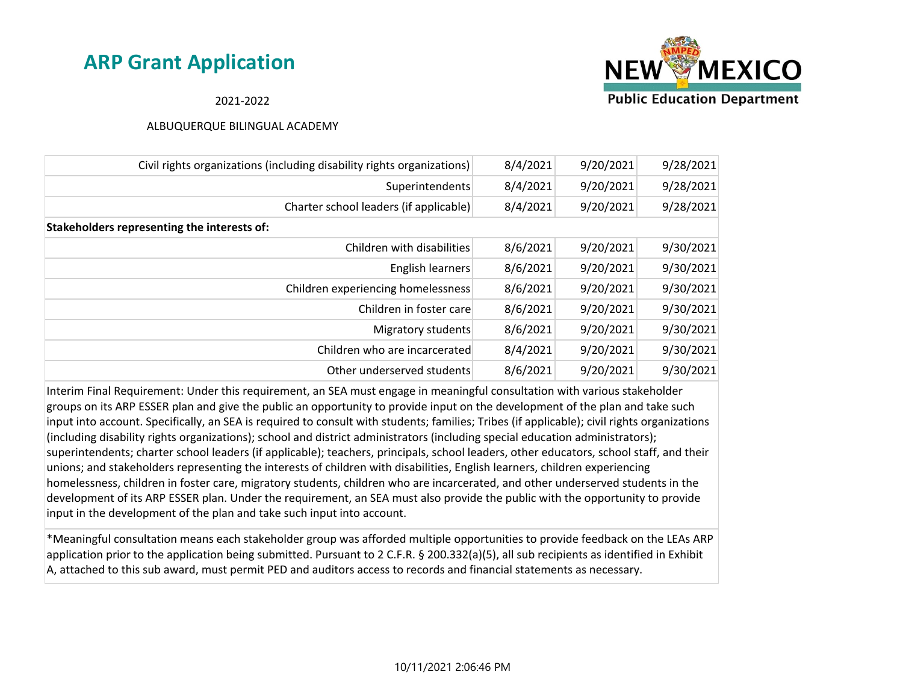## ARP Grant Application

2021-2022

ALBUQUERQUE BILINGUAL ACADEMY

| | | | |
|---|---|---|---|
| Civil rights organizations (including disability rights organizations) | 8/4/2021 | 9/20/2021 | 9/28/2021 |
| Superintendents | 8/4/2021 | 9/20/2021 | 9/28/2021 |
| Charter school leaders (if applicable) | 8/4/2021 | 9/20/2021 | 9/28/2021 |
| **Stakeholders representing the interests of:** | | | |
| Children with disabilities | 8/6/2021 | 9/20/2021 | 9/30/2021 |
| English learners | 8/6/2021 | 9/20/2021 | 9/30/2021 |
| Children experiencing homelessness | 8/6/2021 | 9/20/2021 | 9/30/2021 |
| Children in foster care | 8/6/2021 | 9/20/2021 | 9/30/2021 |
| Migratory students | 8/6/2021 | 9/20/2021 | 9/30/2021 |
| Children who are incarcerated | 8/4/2021 | 9/20/2021 | 9/30/2021 |
| Other underserved students | 8/6/2021 | 9/20/2021 | 9/30/2021 |

Interim Final Requirement: Under this requirement, an SEA must engage in meaningful consultation with various stakeholder groups on its ARP ESSER plan and give the public an opportunity to provide input on the development of the plan and take such input into account. Specifically, an SEA is required to consult with students; families; Tribes (if applicable); civil rights organizations (including disability rights organizations); school and district administrators (including special education administrators); superintendents; charter school leaders (if applicable); teachers, principals, school leaders, other educators, school staff, and their unions; and stakeholders representing the interests of children with disabilities, English learners, children experiencing homelessness, children in foster care, migratory students, children who are incarcerated, and other underserved students in the development of its ARP ESSER plan. Under the requirement, an SEA must also provide the public with the opportunity to provide input in the development of the plan and take such input into account.

*Meaningful consultation means each stakeholder group was afforded multiple opportunities to provide feedback on the LEAs ARP application prior to the application being submitted. Pursuant to 2 C.F.R. § 200.332(a)(5), all sub recipients as identified in Exhibit A, attached to this sub award, must permit PED and auditors access to records and financial statements as necessary.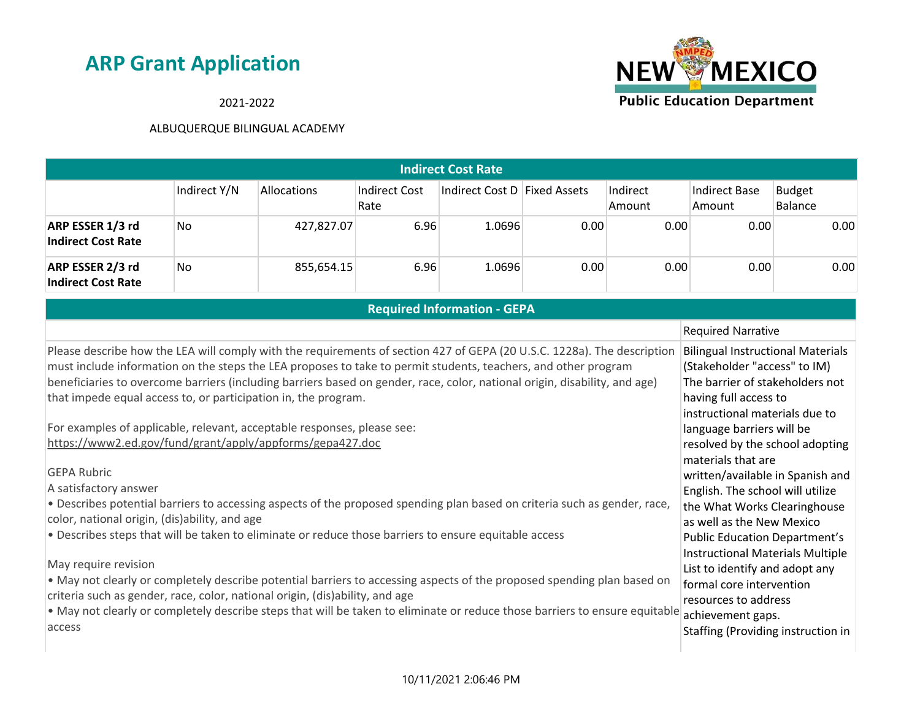# ARP Grant Application

2021-2022

ALBUQUERQUE BILINGUAL ACADEMY

| Indirect Cost Rate | | | | | | | | |
|---|---|---|---|---|---|---|---|---|
| | Indirect Y/N | Allocations | Indirect Cost Rate | Indirect Cost D | Fixed Assets | Indirect Amount | Indirect Base Amount | Budget Balance |
| **ARP ESSER 1/3 rd Indirect Cost Rate** | No | 427,827.07 | 6.96 | 1.0696 | 0.00 | 0.00 | 0.00 | 0.00 |
| **ARP ESSER 2/3 rd Indirect Cost Rate** | No | 855,654.15 | 6.96 | 1.0696 | 0.00 | 0.00 | 0.00 | 0.00 |

| Required Information - GEPA | |
|---|---|
| | Required Narrative |
| Please describe how the LEA will comply with the requirements of section 427 of GEPA (20 U.S.C. 1228a). The description must include information on the steps the LEA proposes to take to permit students, teachers, and other program beneficiaries to overcome barriers (including barriers based on gender, race, color, national origin, disability, and age) that impede equal access to, or participation in, the program.<br><br>For examples of applicable, relevant, acceptable responses, please see: https://www2.ed.gov/fund/grant/apply/appforms/gepa427.doc<br><br>GEPA Rubric<br>A satisfactory answer<br>• Describes potential barriers to accessing aspects of the proposed spending plan based on criteria such as gender, race, color, national origin, (dis)ability, and age<br>• Describes steps that will be taken to eliminate or reduce those barriers to ensure equitable access<br><br>May require revision<br>• May not clearly or completely describe potential barriers to accessing aspects of the proposed spending plan based on criteria such as gender, race, color, national origin, (dis)ability, and age<br>• May not clearly or completely describe steps that will be taken to eliminate or reduce those barriers to ensure equitable access | Bilingual Instructional Materials (Stakeholder "access" to IM)<br>The barrier of stakeholders not having full access to instructional materials due to language barriers will be resolved by the school adopting materials that are written/available in Spanish and English. The school will utilize the What Works Clearinghouse as well as the New Mexico Public Education Department's Instructional Materials Multiple List to identify and adopt any formal core intervention resources to address achievement gaps.<br>Staffing (Providing instruction in |

10/11/2021 2:06:46 PM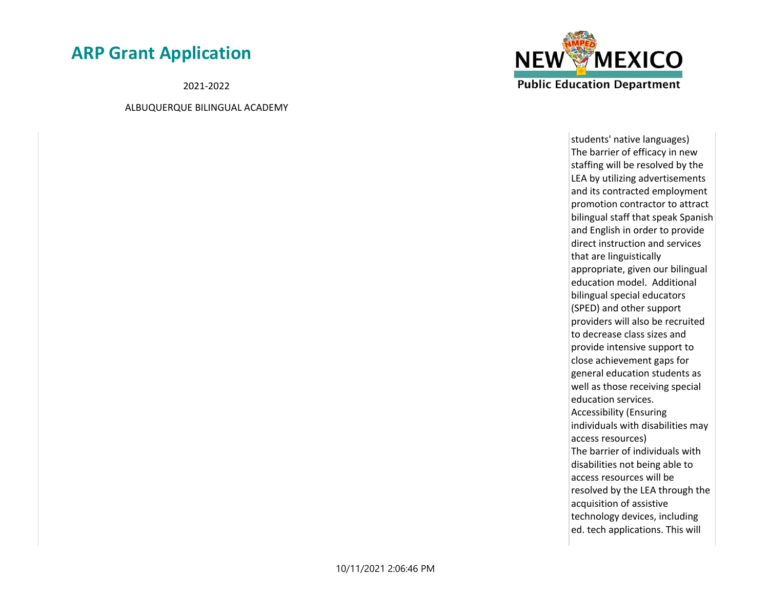students' native languages)
The barrier of efficacy in new staffing will be resolved by the LEA by utilizing advertisements and its contracted employment promotion contractor to attract bilingual staff that speak Spanish and English in order to provide direct instruction and services that are linguistically appropriate, given our bilingual education model. Additional bilingual special educators (SPED) and other support providers will also be recruited to decrease class sizes and provide intensive support to close achievement gaps for general education students as well as those receiving special education services.

Accessibility (Ensuring individuals with disabilities may access resources)
The barrier of individuals with disabilities not being able to access resources will be resolved by the LEA through the acquisition of assistive technology devices, including ed. tech applications. This will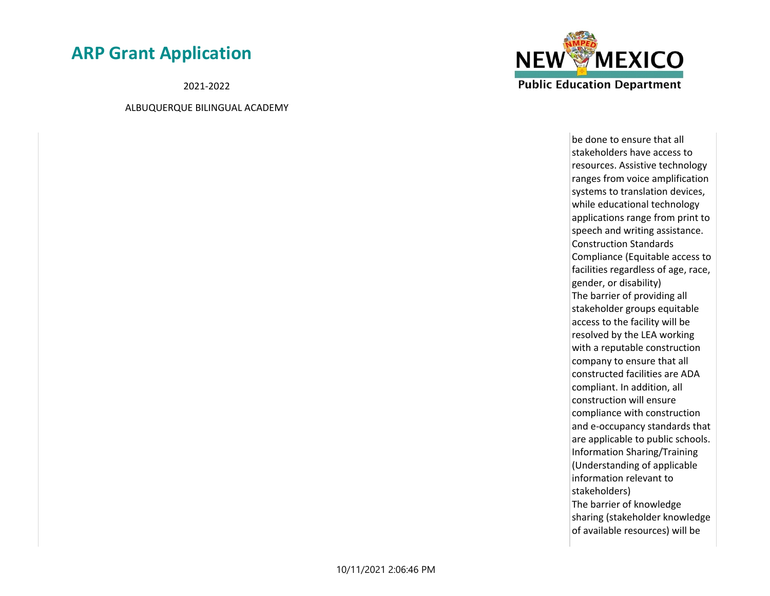be done to ensure that all stakeholders have access to resources. Assistive technology ranges from voice amplification systems to translation devices, while educational technology applications range from print to speech and writing assistance.
Construction Standards Compliance (Equitable access to facilities regardless of age, race, gender, or disability)
The barrier of providing all stakeholder groups equitable access to the facility will be resolved by the LEA working with a reputable construction company to ensure that all constructed facilities are ADA compliant. In addition, all construction will ensure compliance with construction and e-occupancy standards that are applicable to public schools.
Information Sharing/Training (Understanding of applicable information relevant to stakeholders)
The barrier of knowledge sharing (stakeholder knowledge of available resources) will be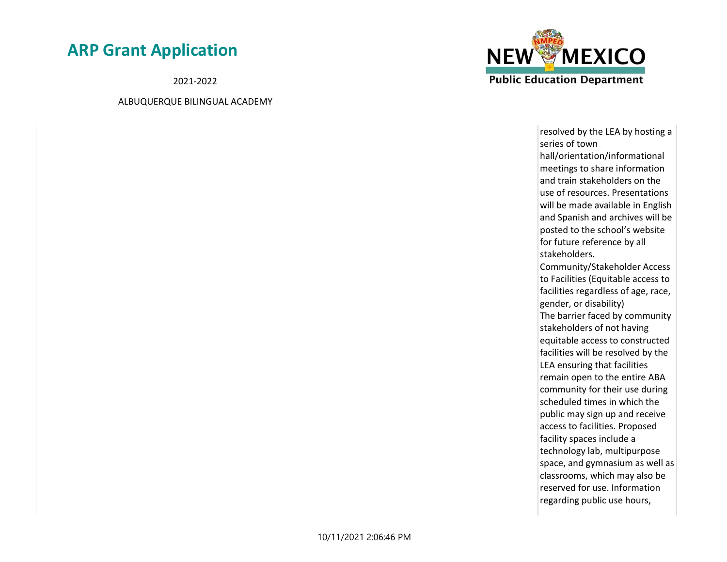resolved by the LEA by hosting a series of town hall/orientation/informational meetings to share information and train stakeholders on the use of resources. Presentations will be made available in English and Spanish and archives will be posted to the school's website for future reference by all stakeholders.

Community/Stakeholder Access to Facilities (Equitable access to facilities regardless of age, race, gender, or disability)

The barrier faced by community stakeholders of not having equitable access to constructed facilities will be resolved by the LEA ensuring that facilities remain open to the entire ABA community for their use during scheduled times in which the public may sign up and receive access to facilities. Proposed facility spaces include a technology lab, multipurpose space, and gymnasium as well as classrooms, which may also be reserved for use. Information regarding public use hours,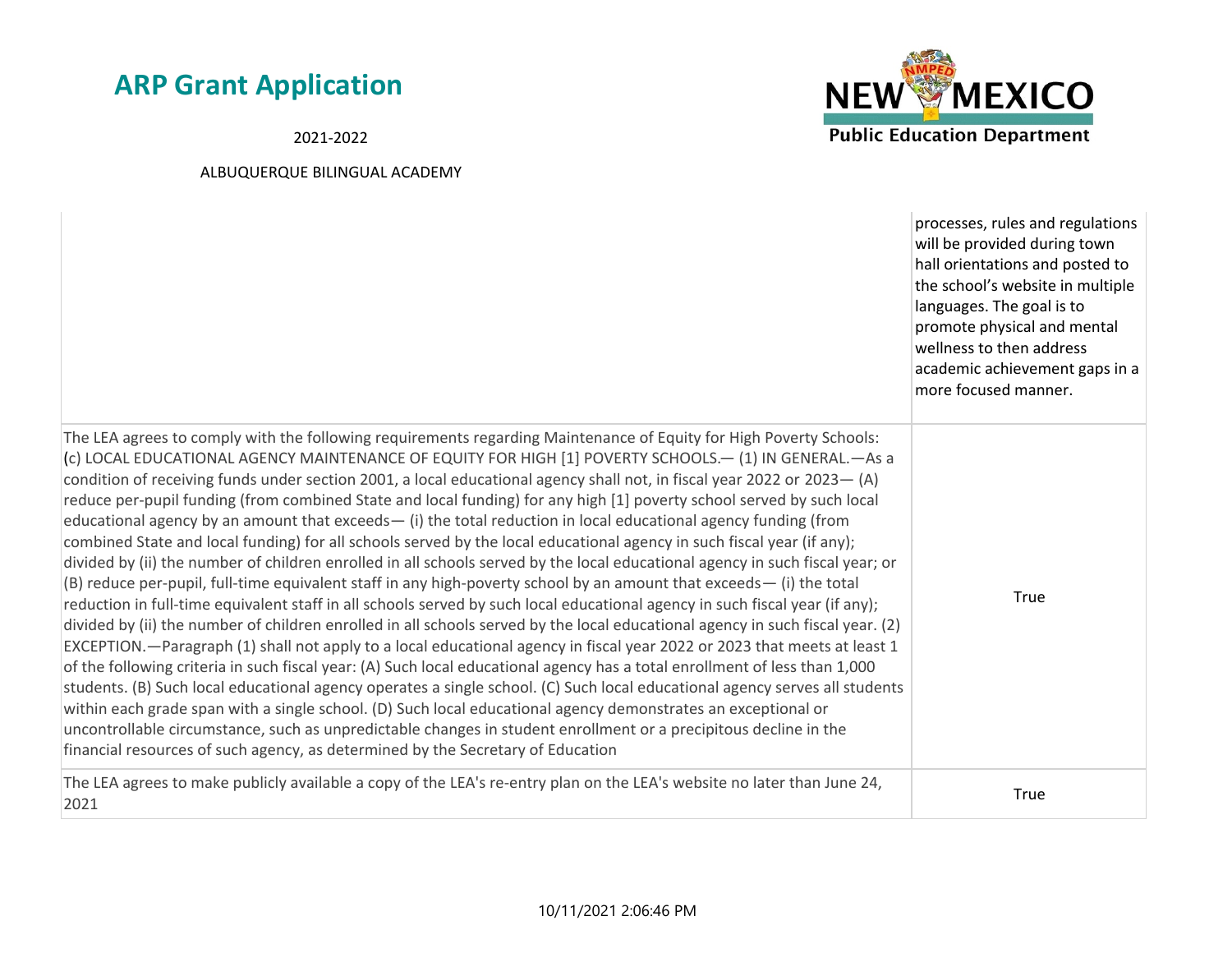|   |   |
|---|---|
|   | processes, rules and regulations will be provided during town hall orientations and posted to the school's website in multiple languages. The goal is to promote physical and mental wellness to then address academic achievement gaps in a more focused manner. |
| The LEA agrees to comply with the following requirements regarding Maintenance of Equity for High Poverty Schools: (c) LOCAL EDUCATIONAL AGENCY MAINTENANCE OF EQUITY FOR HIGH [1] POVERTY SCHOOLS.— (1) IN GENERAL.—As a condition of receiving funds under section 2001, a local educational agency shall not, in fiscal year 2022 or 2023— (A) reduce per-pupil funding (from combined State and local funding) for any high [1] poverty school served by such local educational agency by an amount that exceeds— (i) the total reduction in local educational agency funding (from combined State and local funding) for all schools served by the local educational agency in such fiscal year (if any); divided by (ii) the number of children enrolled in all schools served by the local educational agency in such fiscal year; or (B) reduce per-pupil, full-time equivalent staff in any high-poverty school by an amount that exceeds— (i) the total reduction in full-time equivalent staff in all schools served by such local educational agency in such fiscal year (if any); divided by (ii) the number of children enrolled in all schools served by the local educational agency in such fiscal year. (2) EXCEPTION.—Paragraph (1) shall not apply to a local educational agency in fiscal year 2022 or 2023 that meets at least 1 of the following criteria in such fiscal year: (A) Such local educational agency has a total enrollment of less than 1,000 students. (B) Such local educational agency operates a single school. (C) Such local educational agency serves all students within each grade span with a single school. (D) Such local educational agency demonstrates an exceptional or uncontrollable circumstance, such as unpredictable changes in student enrollment or a precipitous decline in the financial resources of such agency, as determined by the Secretary of Education | True |
| The LEA agrees to make publicly available a copy of the LEA's re-entry plan on the LEA's website no later than June 24, 2021 | True |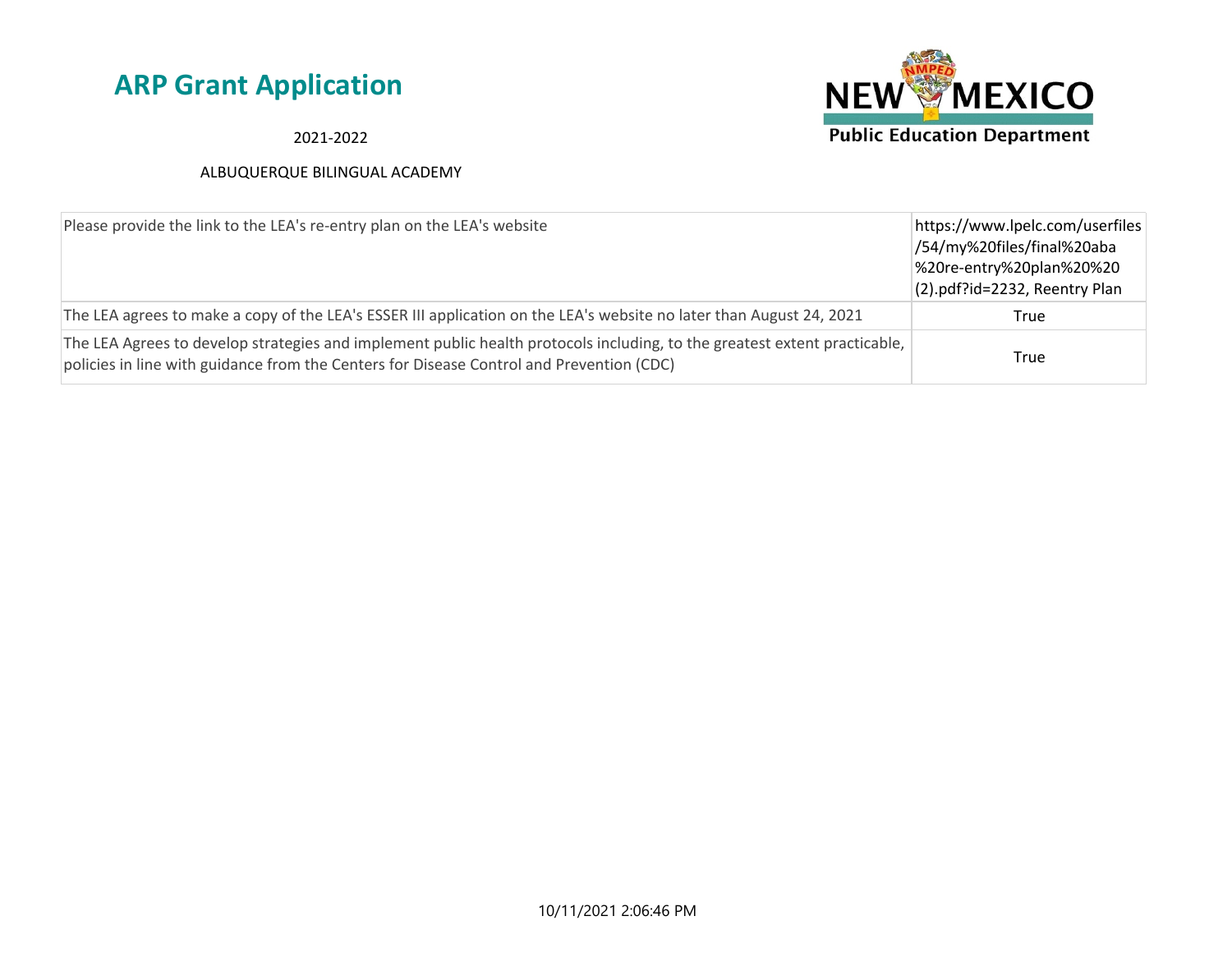## ARP Grant Application

2021-2022

ALBUQUERQUE BILINGUAL ACADEMY

| | |
|---|---|
| Please provide the link to the LEA's re-entry plan on the LEA's website | https://www.lpelc.com/userfiles/54/my%20files/final%20aba%20re-entry%20plan%20%20(2).pdf?id=2232, Reentry Plan |
| The LEA agrees to make a copy of the LEA's ESSER III application on the LEA's website no later than August 24, 2021 | True |
| The LEA Agrees to develop strategies and implement public health protocols including, to the greatest extent practicable, policies in line with guidance from the Centers for Disease Control and Prevention (CDC) | True |

10/11/2021 2:06:46 PM